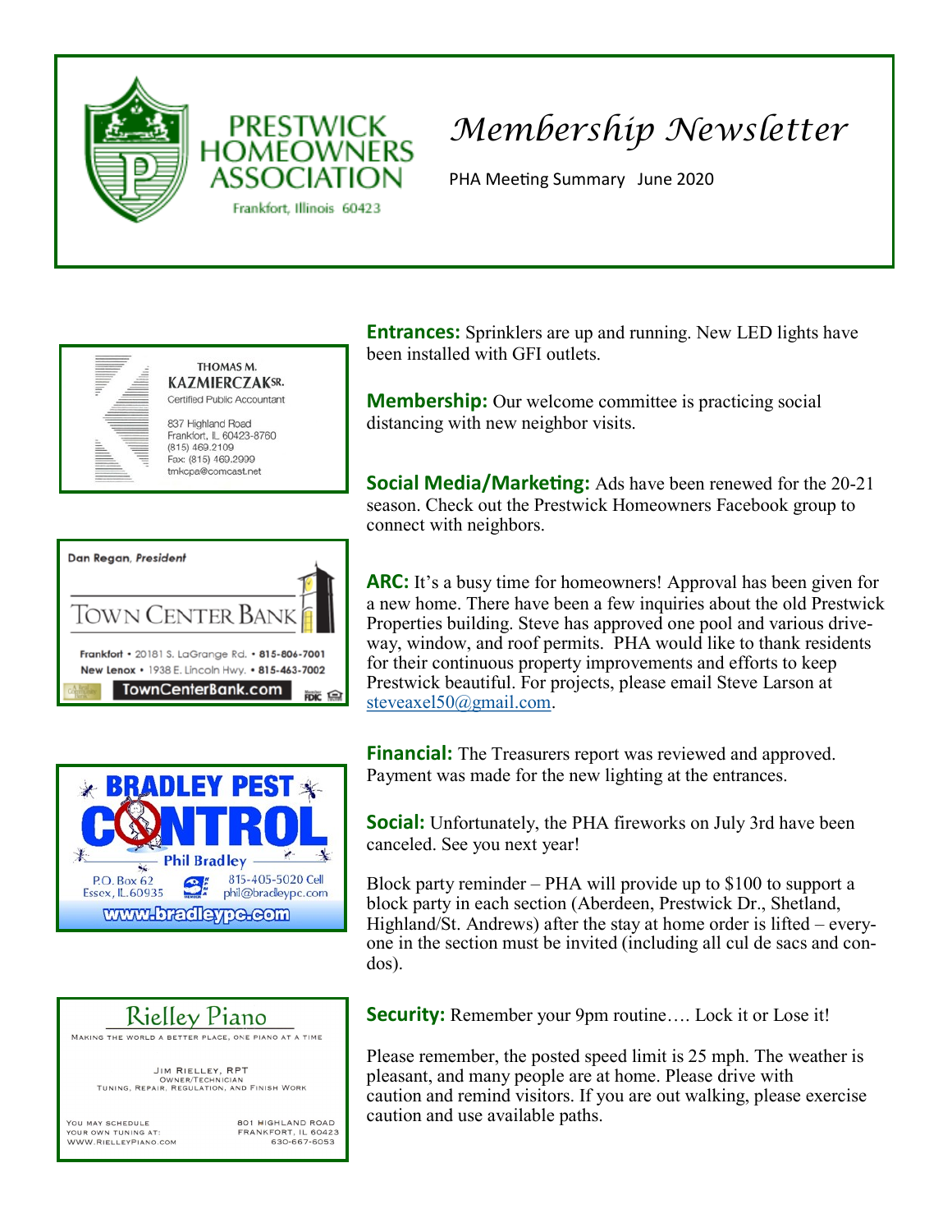# PRESTWICK HOMEOWNERS ASSOCIATION

Frankfort, Illinois 60423

## *Membership Newsletter*

PHA Meeting Summary June 2020

**Entrances:** Sprinklers are up and running. New LED lights have been installed with GFI outlets.

**Membership:** Our welcome committee is practicing social distancing with new neighbor visits.

**Social Media/Marketing:** Ads have been renewed for the 20-21 season. Check out the Prestwick Homeowners Facebook group to connect with neighbors.

**ARC:** It's a busy time for homeowners! Approval has been given for a new home. There have been a few inquiries about the old Prestwick Properties building. Steve has approved one pool and various driveway, window, and roof permits. PHA would like to thank residents for their continuous property improvements and efforts to keep Prestwick beautiful. For projects, please email Steve Larson at steveaxel50@gmail.com.

**Financial:** The Treasurers report was reviewed and approved. Payment was made for the new lighting at the entrances.

**Social:** Unfortunately, the PHA fireworks on July 3rd have been canceled. See you next year!

Block party reminder – PHA will provide up to $100 to support a block party in each section (Aberdeen, Prestwick Dr., Shetland, Highland/St. Andrews) after the stay at home order is lifted – everyone in the section must be invited (including all cul de sacs and condos).

**Security:** Remember your 9pm routine…. Lock it or Lose it!

Please remember, the posted speed limit is 25 mph. The weather is pleasant, and many people are at home. Please drive with caution and remind visitors. If you are out walking, please exercise caution and use available paths.

---

THOMAS M. KAZMIERCZAK SR.
Certified Public Accountant
837 Highland Road
Frankfort, IL 60423-8760
(815) 469.2109
Fax: (815) 469.2999
tmkcpa@comcast.net

---

Dan Regan, *President*
TOWN CENTER BANK
Frankfort • 20181 S. LaGrange Rd. • 815-806-7001
New Lenox • 1938 E. Lincoln Hwy. • 815-463-7002
TownCenterBank.com

---

BRADLEY PEST CONTROL
Phil Bradley
P.O. Box 62
Essex, IL 60935
815-405-5020 Cell
phil@bradleypc.com
www.bradleypc.com

---

Rielley Piano
MAKING THE WORLD A BETTER PLACE, ONE PIANO AT A TIME
JIM RIELLEY, RPT
OWNER/TECHNICIAN
TUNING, REPAIR, REGULATION, AND FINISH WORK
YOU MAY SCHEDULE YOUR OWN TUNING AT: WWW.RIELLEYPIANO.COM
801 HIGHLAND ROAD
FRANKFORT, IL 60423
630-667-6053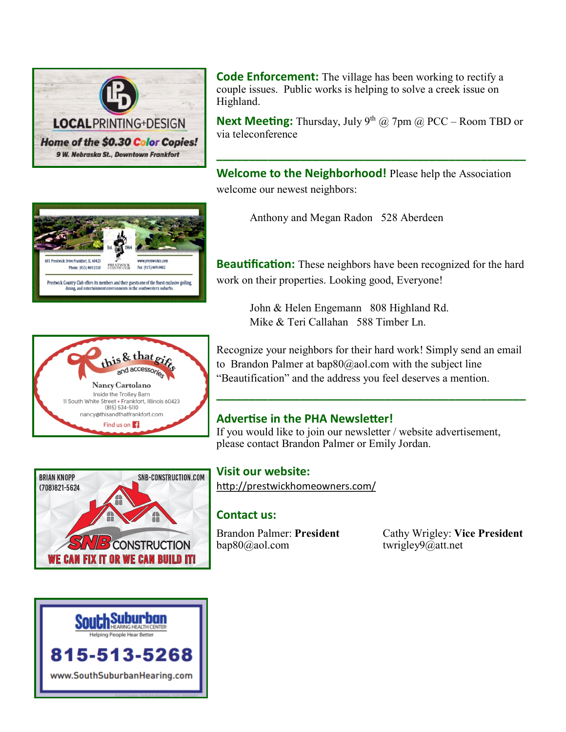LOCAL PRINTING+DESIGN

Home of the $0.30 Color Copies!

9 W. Nebraska St., Downtown Frankfort

Est. 1964

601 Prestwick Drive Frankfort, IL 60423
Phone: (815) 469.5550

PRESTWICK COUNTRY CLUB

www.prestwickcc.com
Fax: (815) 469.8482

Prestwick Country Club offers its members and their guests one of the finest exclusive golfing, dining, and entertainment environments in the southwestern suburbs.

this & that gifts and accessories

Nancy Cartolano
Inside the Trolley Barn
11 South White Street • Frankfort, Illinois 60423
(815) 534-5110
nancy@thisandthatfrankfort.com
Find us on Facebook

BRIAN KNOPP
(708)821-5624

SNB-CONSTRUCTION.COM

SNB CONSTRUCTION

WE CAN FIX IT OR WE CAN BUILD IT!

South Suburban HEARING HEALTH CENTER
Helping People Hear Better

815-513-5268

www.SouthSuburbanHearing.com

**Code Enforcement:** The village has been working to rectify a couple issues. Public works is helping to solve a creek issue on Highland.

**Next Meeting:** Thursday, July 9th @ 7pm @ PCC – Room TBD or via teleconference

---

**Welcome to the Neighborhood!** Please help the Association welcome our newest neighbors:

Anthony and Megan Radon   528 Aberdeen

**Beautification:** These neighbors have been recognized for the hard work on their properties. Looking good, Everyone!

John & Helen Engemann   808 Highland Rd.
Mike & Teri Callahan   588 Timber Ln.

Recognize your neighbors for their hard work! Simply send an email to Brandon Palmer at bap80@aol.com with the subject line "Beautification" and the address you feel deserves a mention.

---

**Advertise in the PHA Newsletter!**

If you would like to join our newsletter / website advertisement, please contact Brandon Palmer or Emily Jordan.

**Visit our website:**

http://prestwickhomeowners.com/

**Contact us:**

Brandon Palmer: **President**
bap80@aol.com

Cathy Wrigley: **Vice President**
twrigley9@att.net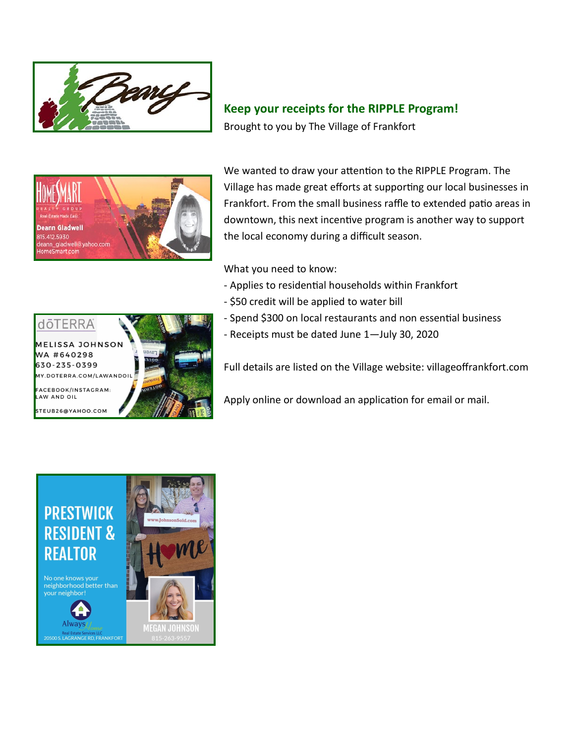## Keep your receipts for the RIPPLE Program!

Brought to you by The Village of Frankfort

We wanted to draw your attention to the RIPPLE Program. The Village has made great efforts at supporting our local businesses in Frankfort. From the small business raffle to extended patio areas in downtown, this next incentive program is another way to support the local economy during a difficult season.

What you need to know:

- Applies to residential households within Frankfort
- $50 credit will be applied to water bill
- Spend $300 on local restaurants and non essential business
- Receipts must be dated June 1—July 30, 2020

Full details are listed on the Village website: villageoffrankfort.com

Apply online or download an application for email or mail.

HomeSmart Realty Group
Real Estate Made Easy
Deann Gladwell
815.412.5930
deann_gladwell@yahoo.com
HomeSmart.com

dōTERRA
MELISSA JOHNSON
WA #640298
630-235-0399
MY.DOTERRA.COM/LAWANDOIL
FACEBOOK/INSTAGRAM:
LAW AND OIL
STEUB26@YAHOO.COM

PRESTWICK RESIDENT & REALTOR

No one knows your neighborhood better than your neighbor!

Always Home Real Estate Services LLC
20500 S. LAGRANGE RD, FRANKFORT

www.JohnsonSold.com

MEGAN JOHNSON
815-263-9557